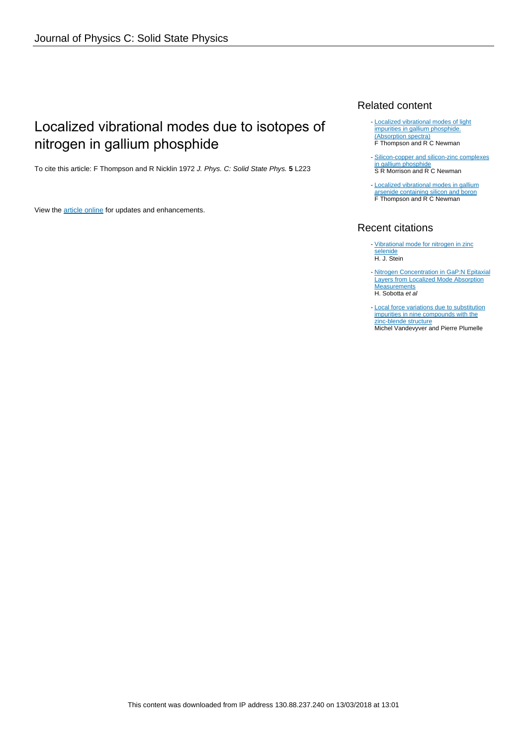Journal of Physics C: Solid State Physics

# Localized vibrational modes due to isotopes of nitrogen in gallium phosphide

To cite this article: F Thompson and R Nicklin 1972 *J. Phys. C: Solid State Phys.* **5** L223

View the article online for updates and enhancements.

## Related content

- Localized vibrational modes of light impurities in gallium phosphide. (Absorption spectra)
  F Thompson and R C Newman

- Silicon-copper and silicon-zinc complexes in gallium phosphide
  S R Morrison and R C Newman

- Localized vibrational modes in gallium arsenide containing silicon and boron
  F Thompson and R C Newman

## Recent citations

- Vibrational mode for nitrogen in zinc selenide
  H. J. Stein

- Nitrogen Concentration in GaP:N Epitaxial Layers from Localized Mode Absorption Measurements
  H. Sobotta *et al*

- Local force variations due to substitution impurities in nine compounds with the zinc-blende structure
  Michel Vandevyver and Pierre Plumelle

This content was downloaded from IP address 130.88.237.240 on 13/03/2018 at 13:01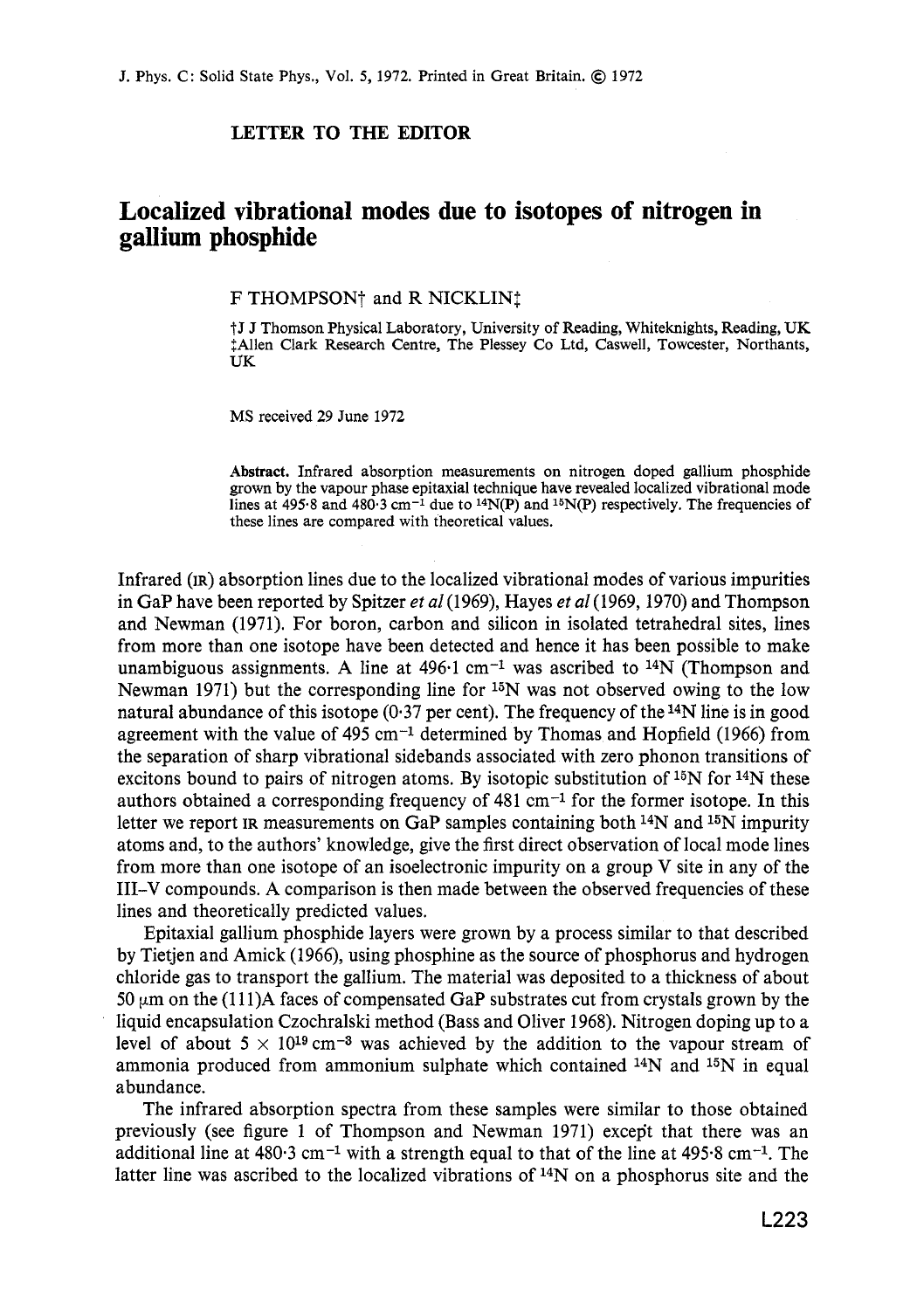LETTER TO THE EDITOR

# Localized vibrational modes due to isotopes of nitrogen in gallium phosphide

F THOMPSON† and R NICKLIN‡

†J J Thomson Physical Laboratory, University of Reading, Whiteknights, Reading, UK
‡Allen Clark Research Centre, The Plessey Co Ltd, Caswell, Towcester, Northants, UK

MS received 29 June 1972

**Abstract.** Infrared absorption measurements on nitrogen doped gallium phosphide grown by the vapour phase epitaxial technique have revealed localized vibrational mode lines at 495·8 and 480·3 $cm^{-1}$ due to $^{14}N(P)$ and $^{15}N(P)$ respectively. The frequencies of these lines are compared with theoretical values.

Infrared (IR) absorption lines due to the localized vibrational modes of various impurities in GaP have been reported by Spitzer *et al* (1969), Hayes *et al* (1969, 1970) and Thompson and Newman (1971). For boron, carbon and silicon in isolated tetrahedral sites, lines from more than one isotope have been detected and hence it has been possible to make unambiguous assignments. A line at 496·1 $cm^{-1}$ was ascribed to $^{14}N$ (Thompson and Newman 1971) but the corresponding line for $^{15}N$ was not observed owing to the low natural abundance of this isotope (0·37 per cent). The frequency of the $^{14}N$ line is in good agreement with the value of 495 $cm^{-1}$ determined by Thomas and Hopfield (1966) from the separation of sharp vibrational sidebands associated with zero phonon transitions of excitons bound to pairs of nitrogen atoms. By isotopic substitution of $^{15}N$ for $^{14}N$ these authors obtained a corresponding frequency of 481 $cm^{-1}$ for the former isotope. In this letter we report IR measurements on GaP samples containing both $^{14}N$ and $^{15}N$ impurity atoms and, to the authors' knowledge, give the first direct observation of local mode lines from more than one isotope of an isoelectronic impurity on a group V site in any of the III–V compounds. A comparison is then made between the observed frequencies of these lines and theoretically predicted values.

Epitaxial gallium phosphide layers were grown by a process similar to that described by Tietjen and Amick (1966), using phosphine as the source of phosphorus and hydrogen chloride gas to transport the gallium. The material was deposited to a thickness of about 50 μm on the (111)A faces of compensated GaP substrates cut from crystals grown by the liquid encapsulation Czochralski method (Bass and Oliver 1968). Nitrogen doping up to a level of about $5 \times 10^{19}\ cm^{-3}$ was achieved by the addition to the vapour stream of ammonia produced from ammonium sulphate which contained $^{14}N$ and $^{15}N$ in equal abundance.

The infrared absorption spectra from these samples were similar to those obtained previously (see figure 1 of Thompson and Newman 1971) except that there was an additional line at 480·3 $cm^{-1}$ with a strength equal to that of the line at 495·8 $cm^{-1}$. The latter line was ascribed to the localized vibrations of $^{14}N$ on a phosphorus site and the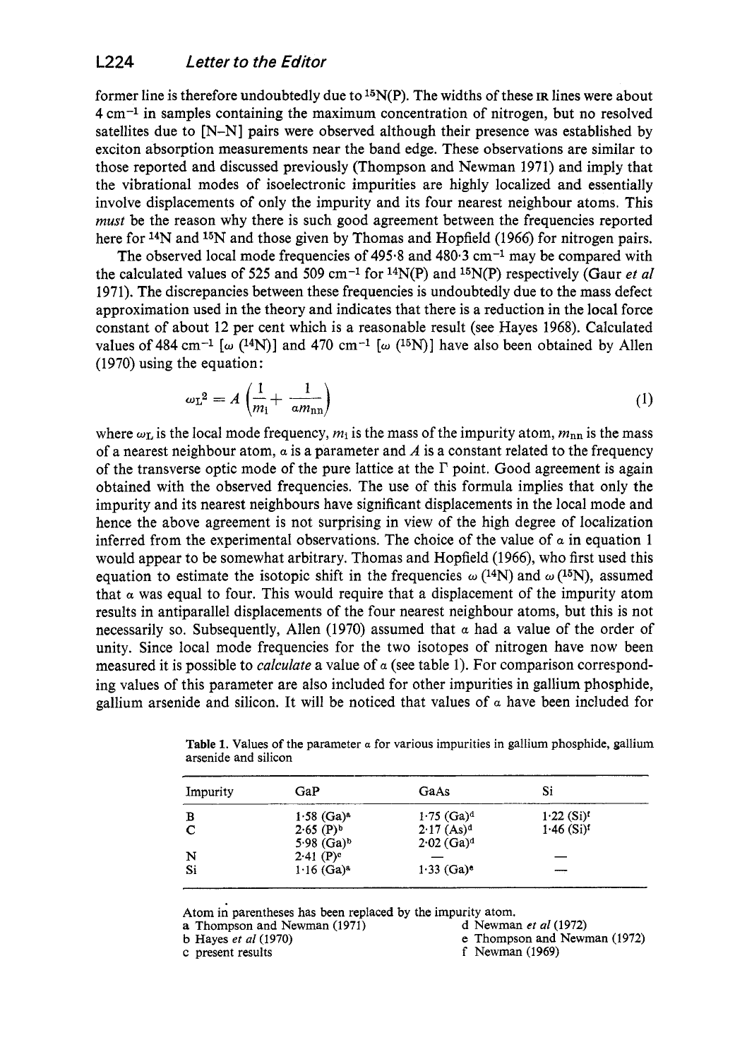former line is therefore undoubtedly due to $^{15}N(P)$. The widths of these IR lines were about 4 $cm^{-1}$ in samples containing the maximum concentration of nitrogen, but no resolved satellites due to [N–N] pairs were observed although their presence was established by exciton absorption measurements near the band edge. These observations are similar to those reported and discussed previously (Thompson and Newman 1971) and imply that the vibrational modes of isoelectronic impurities are highly localized and essentially involve displacements of only the impurity and its four nearest neighbour atoms. This *must* be the reason why there is such good agreement between the frequencies reported here for $^{14}N$ and $^{15}N$ and those given by Thomas and Hopfield (1966) for nitrogen pairs.

The observed local mode frequencies of 495·8 and 480·3 $cm^{-1}$ may be compared with the calculated values of 525 and 509 $cm^{-1}$ for $^{14}N(P)$ and $^{15}N(P)$ respectively (Gaur *et al* 1971). The discrepancies between these frequencies is undoubtedly due to the mass defect approximation used in the theory and indicates that there is a reduction in the local force constant of about 12 per cent which is a reasonable result (see Hayes 1968). Calculated values of 484 $cm^{-1}$ [$\omega$ ($^{14}N$)] and 470 $cm^{-1}$ [$\omega$ ($^{15}N$)] have also been obtained by Allen (1970) using the equation:

$$\omega_L^2 = A\left(\frac{1}{m_i} + \frac{1}{a m_{nn}}\right) \tag{1}$$

where $\omega_L$ is the local mode frequency, $m_i$ is the mass of the impurity atom, $m_{nn}$ is the mass of a nearest neighbour atom, $a$ is a parameter and $A$ is a constant related to the frequency of the transverse optic mode of the pure lattice at the $\Gamma$ point. Good agreement is again obtained with the observed frequencies. The use of this formula implies that only the impurity and its nearest neighbours have significant displacements in the local mode and hence the above agreement is not surprising in view of the high degree of localization inferred from the experimental observations. The choice of the value of $a$ in equation 1 would appear to be somewhat arbitrary. Thomas and Hopfield (1966), who first used this equation to estimate the isotopic shift in the frequencies $\omega$ ($^{14}N$) and $\omega$ ($^{15}N$), assumed that $a$ was equal to four. This would require that a displacement of the impurity atom results in antiparallel displacements of the four nearest neighbour atoms, but this is not necessarily so. Subsequently, Allen (1970) assumed that $a$ had a value of the order of unity. Since local mode frequencies for the two isotopes of nitrogen have now been measured it is possible to *calculate* a value of $a$ (see table 1). For comparison corresponding values of this parameter are also included for other impurities in gallium phosphide, gallium arsenide and silicon. It will be noticed that values of $a$ have been included for

**Table 1.** Values of the parameter $a$ for various impurities in gallium phosphide, gallium arsenide and silicon

| Impurity | GaP | GaAs | Si |
|---|---|---|---|
| B | 1·58 (Ga)[a] | 1·75 (Ga)[d] | 1·22 (Si)[f] |
| C | 2·65 (P)[b] | 2·17 (As)[d] | 1·46 (Si)[f] |
| | 5·98 (Ga)[b] | 2·02 (Ga)[d] | |
| N | 2·41 (P)[c] | — | — |
| Si | 1·16 (Ga)[a] | 1·33 (Ga)[e] | — |

Atom in parentheses has been replaced by the impurity atom.

a Thompson and Newman (1971)
b Hayes *et al* (1970)
c present results
d Newman *et al* (1972)
e Thompson and Newman (1972)
f Newman (1969)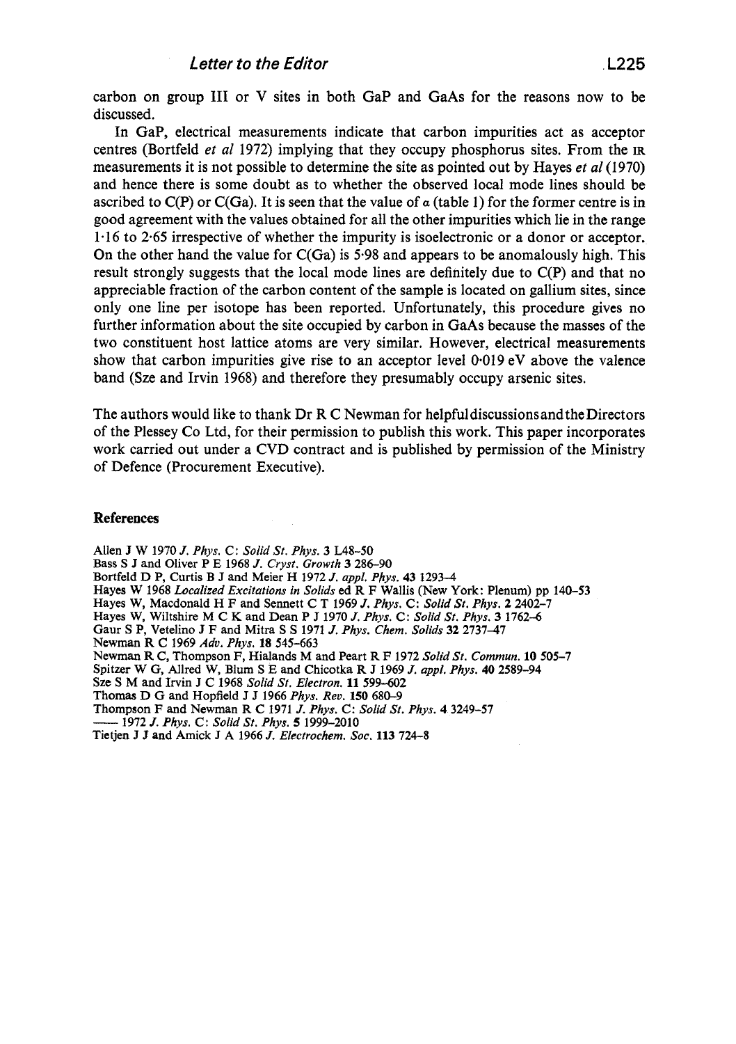carbon on group III or V sites in both GaP and GaAs for the reasons now to be discussed.

In GaP, electrical measurements indicate that carbon impurities act as acceptor centres (Bortfeld *et al* 1972) implying that they occupy phosphorus sites. From the IR measurements it is not possible to determine the site as pointed out by Hayes *et al* (1970) and hence there is some doubt as to whether the observed local mode lines should be ascribed to C(P) or C(Ga). It is seen that the value of $\alpha$ (table 1) for the former centre is in good agreement with the values obtained for all the other impurities which lie in the range 1·16 to 2·65 irrespective of whether the impurity is isoelectronic or a donor or acceptor. On the other hand the value for C(Ga) is 5·98 and appears to be anomalously high. This result strongly suggests that the local mode lines are definitely due to C(P) and that no appreciable fraction of the carbon content of the sample is located on gallium sites, since only one line per isotope has been reported. Unfortunately, this procedure gives no further information about the site occupied by carbon in GaAs because the masses of the two constituent host lattice atoms are very similar. However, electrical measurements show that carbon impurities give rise to an acceptor level 0·019 eV above the valence band (Sze and Irvin 1968) and therefore they presumably occupy arsenic sites.

The authors would like to thank Dr R C Newman for helpful discussions and the Directors of the Plessey Co Ltd, for their permission to publish this work. This paper incorporates work carried out under a CVD contract and is published by permission of the Ministry of Defence (Procurement Executive).

## References

Allen J W 1970 *J. Phys. C: Solid St. Phys.* **3** L48–50
Bass S J and Oliver P E 1968 *J. Cryst. Growth* **3** 286–90
Bortfeld D P, Curtis B J and Meier H 1972 *J. appl. Phys.* **43** 1293–4
Hayes W 1968 *Localized Excitations in Solids* ed R F Wallis (New York: Plenum) pp 140–53
Hayes W, Macdonald H F and Sennett C T 1969 *J. Phys. C: Solid St. Phys.* **2** 2402–7
Hayes W, Wiltshire M C K and Dean P J 1970 *J. Phys. C: Solid St. Phys.* **3** 1762–6
Gaur S P, Vetelino J F and Mitra S S 1971 *J. Phys. Chem. Solids* **32** 2737–47
Newman R C 1969 *Adv. Phys.* **18** 545–663
Newman R C, Thompson F, Hialands M and Peart R F 1972 *Solid St. Commun.* **10** 505–7
Spitzer W G, Allred W, Blum S E and Chicotka R J 1969 *J. appl. Phys.* **40** 2589–94
Sze S M and Irvin J C 1968 *Solid St. Electron.* **11** 599–602
Thomas D G and Hopfield J J 1966 *Phys. Rev.* **150** 680–9
Thompson F and Newman R C 1971 *J. Phys. C: Solid St. Phys.* **4** 3249–57
—— 1972 *J. Phys. C: Solid St. Phys.* **5** 1999–2010
Tietjen J J and Amick J A 1966 *J. Electrochem. Soc.* **113** 724–8